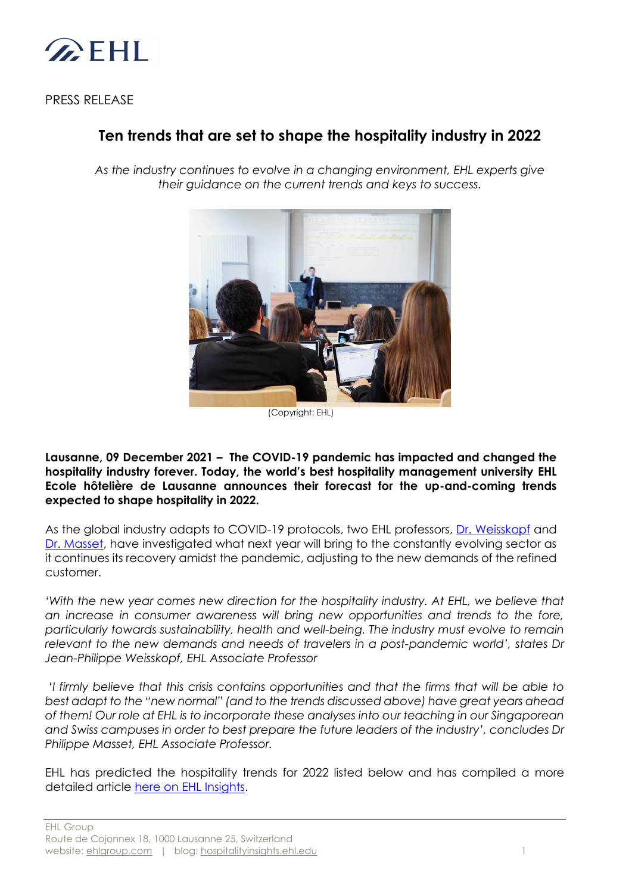PRESS RELEASE

# Ten trends that are set to shape the hospitality industry in 2022

*As the industry continues to evolve in a changing environment, EHL experts give their guidance on the current trends and keys to success.*

(Copyright: EHL)

**Lausanne, 09 December 2021 – The COVID-19 pandemic has impacted and changed the hospitality industry forever. Today, the world's best hospitality management university EHL Ecole hôtelière de Lausanne announces their forecast for the up-and-coming trends expected to shape hospitality in 2022.**

As the global industry adapts to COVID-19 protocols, two EHL professors, Dr. Weisskopf and Dr. Masset, have investigated what next year will bring to the constantly evolving sector as it continues its recovery amidst the pandemic, adjusting to the new demands of the refined customer.

'*With the new year comes new direction for the hospitality industry. At EHL, we believe that an increase in consumer awareness will bring new opportunities and trends to the fore, particularly towards sustainability, health and well-being. The industry must evolve to remain relevant to the new demands and needs of travelers in a post-pandemic world*', *states Dr Jean-Philippe Weisskopf, EHL Associate Professor*

'*I firmly believe that this crisis contains opportunities and that the firms that will be able to best adapt to the "new normal" (and to the trends discussed above) have great years ahead of them! Our role at EHL is to incorporate these analyses into our teaching in our Singaporean and Swiss campuses in order to best prepare the future leaders of the industry*', *concludes Dr Philippe Masset, EHL Associate Professor.*

EHL has predicted the hospitality trends for 2022 listed below and has compiled a more detailed article here on EHL Insights.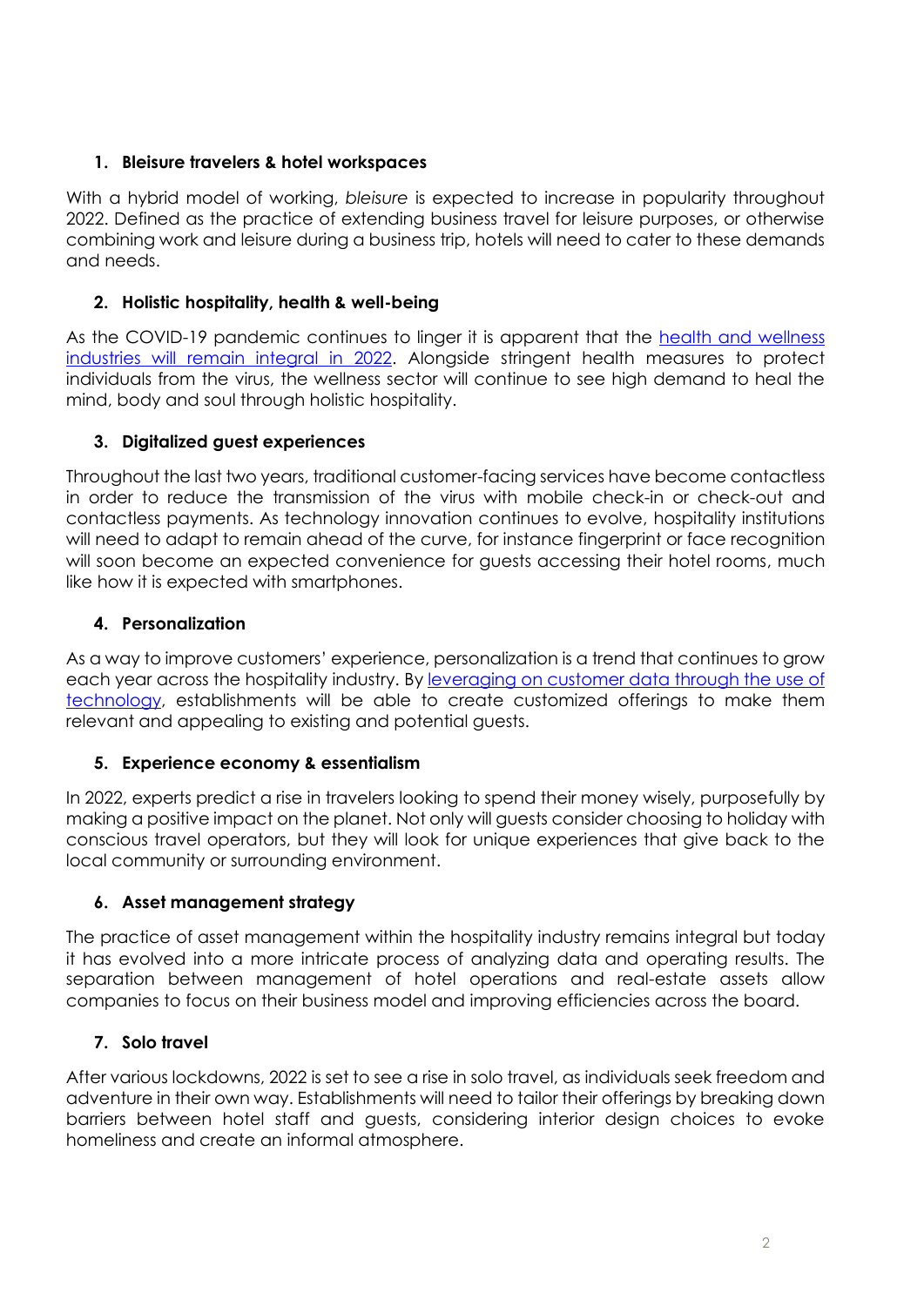1. **Bleisure travelers & hotel workspaces**

With a hybrid model of working, *bleisure* is expected to increase in popularity throughout 2022. Defined as the practice of extending business travel for leisure purposes, or otherwise combining work and leisure during a business trip, hotels will need to cater to these demands and needs.

2. **Holistic hospitality, health & well-being**

As the COVID-19 pandemic continues to linger it is apparent that the health and wellness industries will remain integral in 2022. Alongside stringent health measures to protect individuals from the virus, the wellness sector will continue to see high demand to heal the mind, body and soul through holistic hospitality.

3. **Digitalized guest experiences**

Throughout the last two years, traditional customer-facing services have become contactless in order to reduce the transmission of the virus with mobile check-in or check-out and contactless payments. As technology innovation continues to evolve, hospitality institutions will need to adapt to remain ahead of the curve, for instance fingerprint or face recognition will soon become an expected convenience for guests accessing their hotel rooms, much like how it is expected with smartphones.

4. **Personalization**

As a way to improve customers' experience, personalization is a trend that continues to grow each year across the hospitality industry. By leveraging on customer data through the use of technology, establishments will be able to create customized offerings to make them relevant and appealing to existing and potential guests.

5. **Experience economy & essentialism**

In 2022, experts predict a rise in travelers looking to spend their money wisely, purposefully by making a positive impact on the planet. Not only will guests consider choosing to holiday with conscious travel operators, but they will look for unique experiences that give back to the local community or surrounding environment.

6. **Asset management strategy**

The practice of asset management within the hospitality industry remains integral but today it has evolved into a more intricate process of analyzing data and operating results. The separation between management of hotel operations and real-estate assets allow companies to focus on their business model and improving efficiencies across the board.

7. **Solo travel**

After various lockdowns, 2022 is set to see a rise in solo travel, as individuals seek freedom and adventure in their own way. Establishments will need to tailor their offerings by breaking down barriers between hotel staff and guests, considering interior design choices to evoke homeliness and create an informal atmosphere.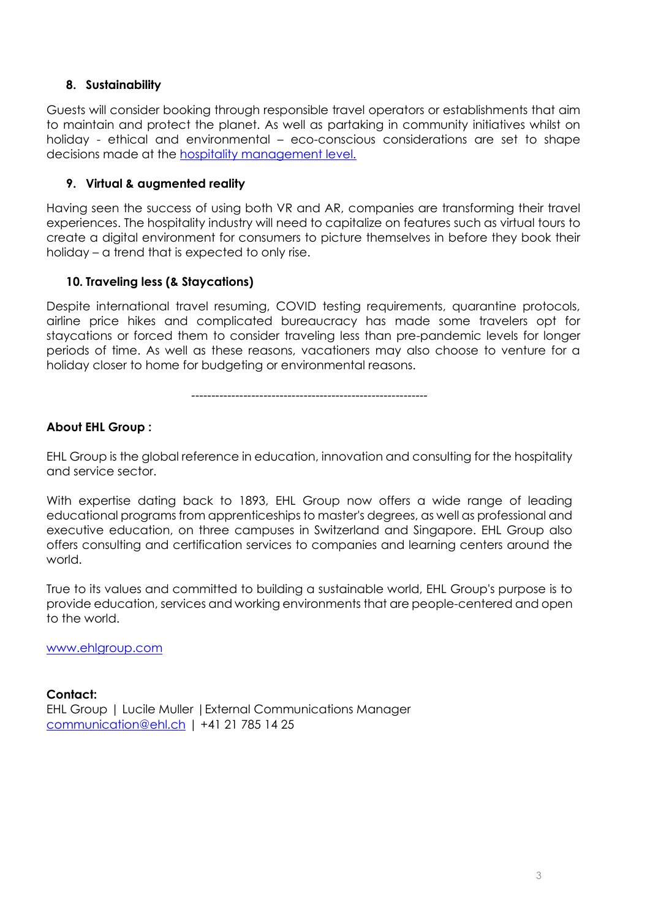### 8. Sustainability

Guests will consider booking through responsible travel operators or establishments that aim to maintain and protect the planet. As well as partaking in community initiatives whilst on holiday - ethical and environmental – eco-conscious considerations are set to shape decisions made at the [hospitality management level.](#)

### 9. Virtual & augmented reality

Having seen the success of using both VR and AR, companies are transforming their travel experiences. The hospitality industry will need to capitalize on features such as virtual tours to create a digital environment for consumers to picture themselves in before they book their holiday – a trend that is expected to only rise.

### 10. Traveling less (& Staycations)

Despite international travel resuming, COVID testing requirements, quarantine protocols, airline price hikes and complicated bureaucracy has made some travelers opt for staycations or forced them to consider traveling less than pre-pandemic levels for longer periods of time. As well as these reasons, vacationers may also choose to venture for a holiday closer to home for budgeting or environmental reasons.

-----------------------------------------------------------

**About EHL Group :**

EHL Group is the global reference in education, innovation and consulting for the hospitality and service sector.

With expertise dating back to 1893, EHL Group now offers a wide range of leading educational programs from apprenticeships to master's degrees, as well as professional and executive education, on three campuses in Switzerland and Singapore. EHL Group also offers consulting and certification services to companies and learning centers around the world.

True to its values and committed to building a sustainable world, EHL Group's purpose is to provide education, services and working environments that are people-centered and open to the world.

[www.ehlgroup.com](http://www.ehlgroup.com)

**Contact:**
EHL Group | Lucile Muller | External Communications Manager
[communication@ehl.ch](mailto:communication@ehl.ch) | +41 21 785 14 25